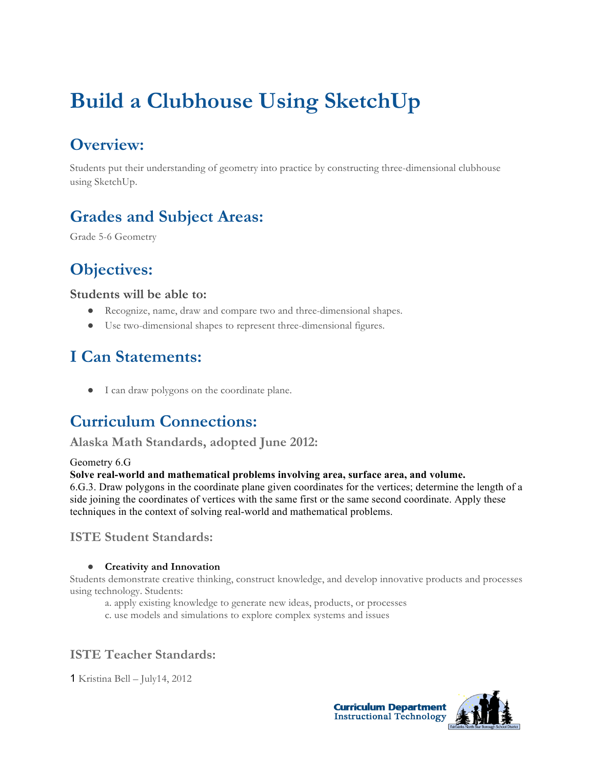# Build a Clubhouse Using SketchUp

## Overview:

Students put their understanding of geometry into practice by constructing three-dimensional clubhouse using SketchUp.

## Grades and Subject Areas:

Grade 5-6 Geometry

## Objectives:

### Students will be able to:

- Recognize, name, draw and compare two and three-dimensional shapes.
- Use two-dimensional shapes to represent three-dimensional figures.

## I Can Statements:

- I can draw polygons on the coordinate plane.

## Curriculum Connections:

### Alaska Math Standards, adopted June 2012:

Geometry 6.G

**Solve real-world and mathematical problems involving area, surface area, and volume.**

6.G.3. Draw polygons in the coordinate plane given coordinates for the vertices; determine the length of a side joining the coordinates of vertices with the same first or the same second coordinate. Apply these techniques in the context of solving real-world and mathematical problems.

### ISTE Student Standards:

- **Creativity and Innovation**

Students demonstrate creative thinking, construct knowledge, and develop innovative products and processes using technology. Students:

a. apply existing knowledge to generate new ideas, products, or processes

c. use models and simulations to explore complex systems and issues

### ISTE Teacher Standards:

Kristina Bell – July14, 2012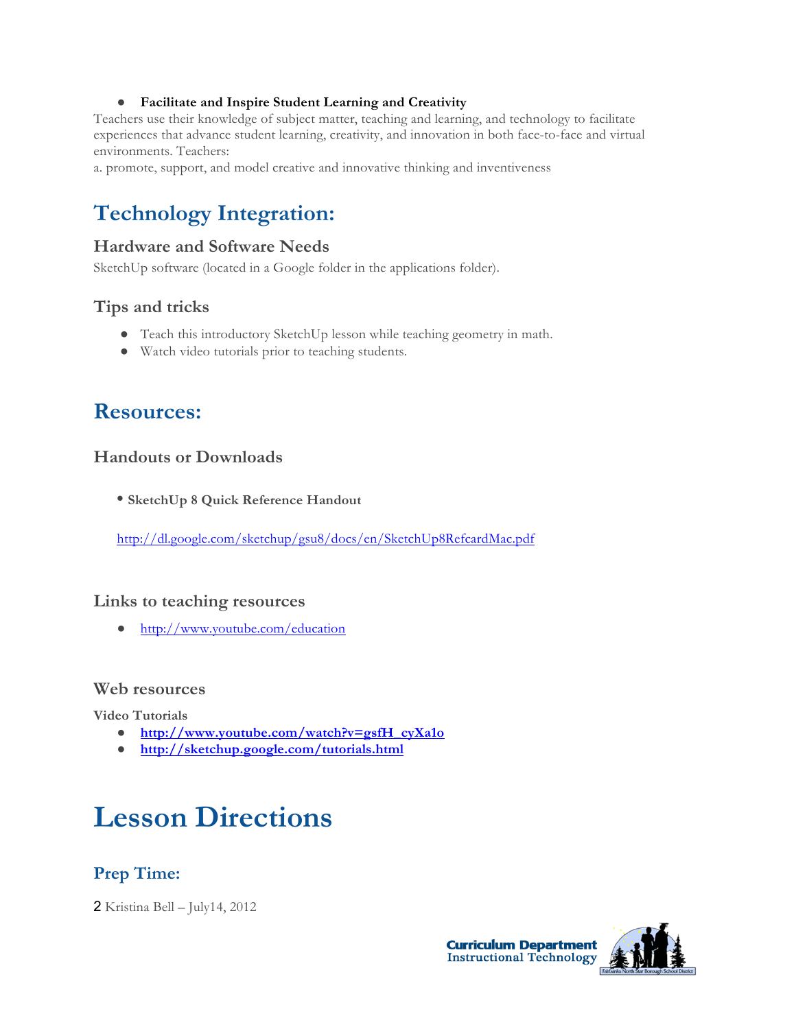- **Facilitate and Inspire Student Learning and Creativity**

Teachers use their knowledge of subject matter, teaching and learning, and technology to facilitate experiences that advance student learning, creativity, and innovation in both face-to-face and virtual environments. Teachers:
a. promote, support, and model creative and innovative thinking and inventiveness

## Technology Integration:

### Hardware and Software Needs

SketchUp software (located in a Google folder in the applications folder).

### Tips and tricks

- Teach this introductory SketchUp lesson while teaching geometry in math.
- Watch video tutorials prior to teaching students.

## Resources:

### Handouts or Downloads

- **SketchUp 8 Quick Reference Handout**

http://dl.google.com/sketchup/gsu8/docs/en/SketchUp8RefcardMac.pdf

### Links to teaching resources

- http://www.youtube.com/education

### Web resources

**Video Tutorials**

- **http://www.youtube.com/watch?v=gsfH_cyXa1o**
- **http://sketchup.google.com/tutorials.html**

# Lesson Directions

## Prep Time: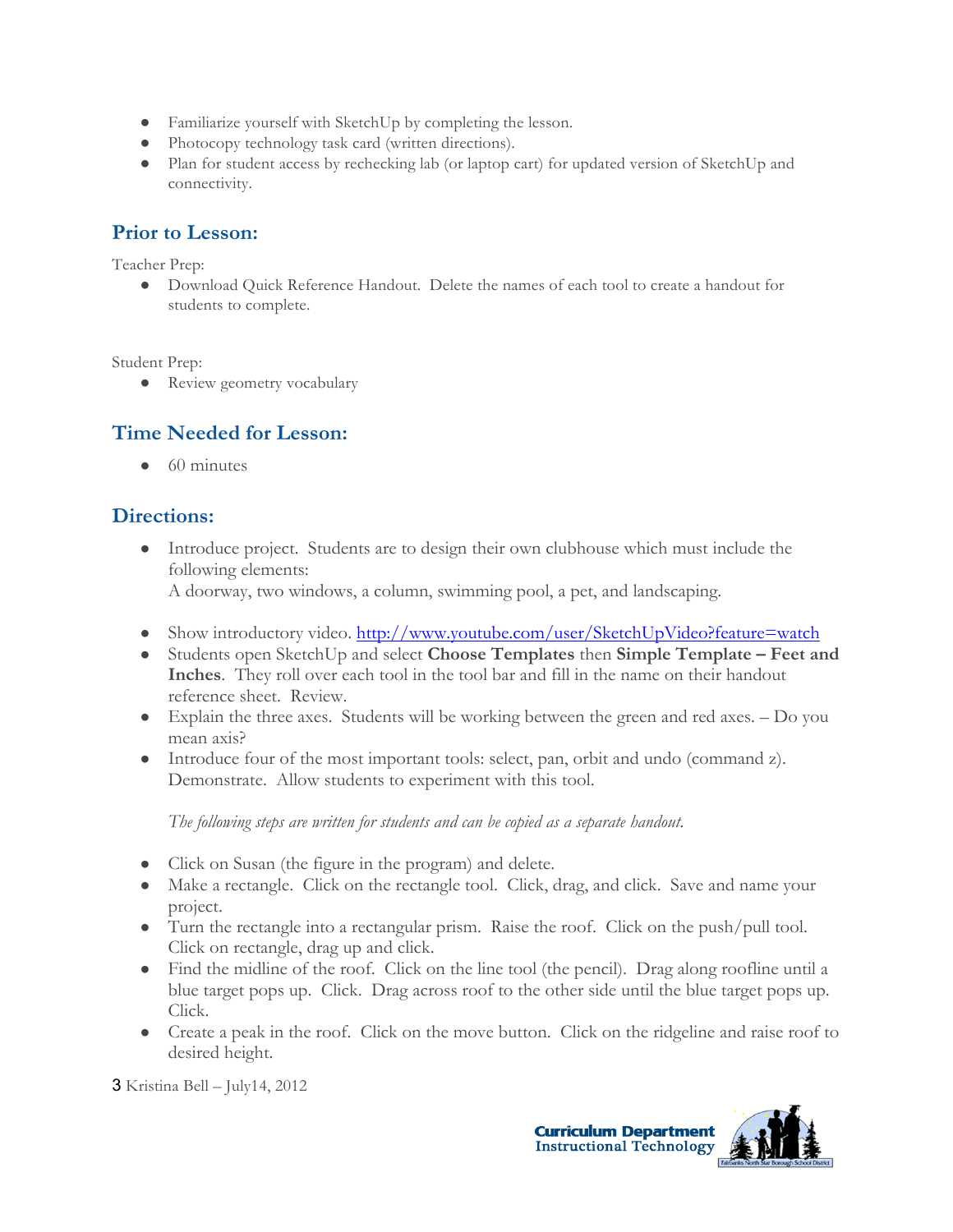- Familiarize yourself with SketchUp by completing the lesson.
- Photocopy technology task card (written directions).
- Plan for student access by rechecking lab (or laptop cart) for updated version of SketchUp and connectivity.

## Prior to Lesson:

Teacher Prep:

- Download Quick Reference Handout. Delete the names of each tool to create a handout for students to complete.

Student Prep:

- Review geometry vocabulary

## Time Needed for Lesson:

- 60 minutes

## Directions:

- Introduce project. Students are to design their own clubhouse which must include the following elements:
  A doorway, two windows, a column, swimming pool, a pet, and landscaping.

- Show introductory video. [http://www.youtube.com/user/SketchUpVideo?feature=watch](http://www.youtube.com/user/SketchUpVideo?feature=watch)
- Students open SketchUp and select **Choose Templates** then **Simple Template – Feet and Inches**. They roll over each tool in the tool bar and fill in the name on their handout reference sheet. Review.
- Explain the three axes. Students will be working between the green and red axes. – Do you mean axis?
- Introduce four of the most important tools: select, pan, orbit and undo (command z). Demonstrate. Allow students to experiment with this tool.

  *The following steps are written for students and can be copied as a separate handout.*

- Click on Susan (the figure in the program) and delete.
- Make a rectangle. Click on the rectangle tool. Click, drag, and click. Save and name your project.
- Turn the rectangle into a rectangular prism. Raise the roof. Click on the push/pull tool. Click on rectangle, drag up and click.
- Find the midline of the roof. Click on the line tool (the pencil). Drag along roofline until a blue target pops up. Click. Drag across roof to the other side until the blue target pops up. Click.
- Create a peak in the roof. Click on the move button. Click on the ridgeline and raise roof to desired height.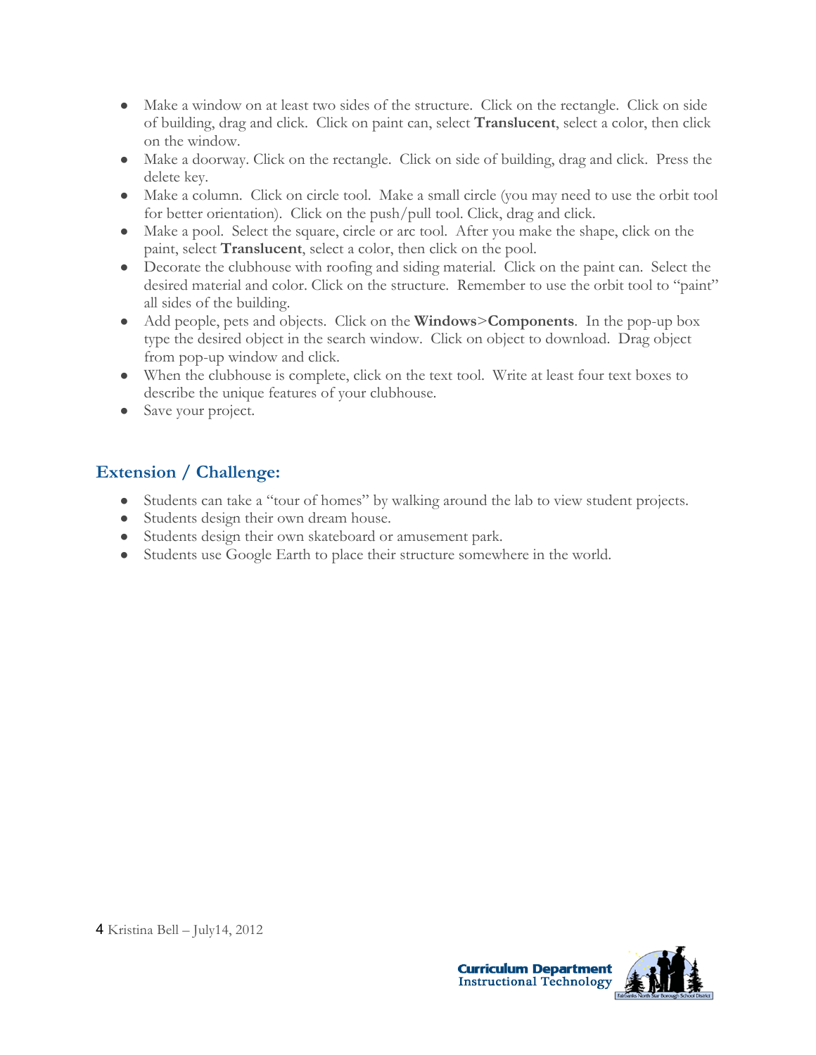- Make a window on at least two sides of the structure. Click on the rectangle. Click on side of building, drag and click. Click on paint can, select **Translucent**, select a color, then click on the window.
- Make a doorway. Click on the rectangle. Click on side of building, drag and click. Press the delete key.
- Make a column. Click on circle tool. Make a small circle (you may need to use the orbit tool for better orientation). Click on the push/pull tool. Click, drag and click.
- Make a pool. Select the square, circle or arc tool. After you make the shape, click on the paint, select **Translucent**, select a color, then click on the pool.
- Decorate the clubhouse with roofing and siding material. Click on the paint can. Select the desired material and color. Click on the structure. Remember to use the orbit tool to "paint" all sides of the building.
- Add people, pets and objects. Click on the **Windows**>**Components**. In the pop-up box type the desired object in the search window. Click on object to download. Drag object from pop-up window and click.
- When the clubhouse is complete, click on the text tool. Write at least four text boxes to describe the unique features of your clubhouse.
- Save your project.

## Extension / Challenge:

- Students can take a "tour of homes" by walking around the lab to view student projects.
- Students design their own dream house.
- Students design their own skateboard or amusement park.
- Students use Google Earth to place their structure somewhere in the world.